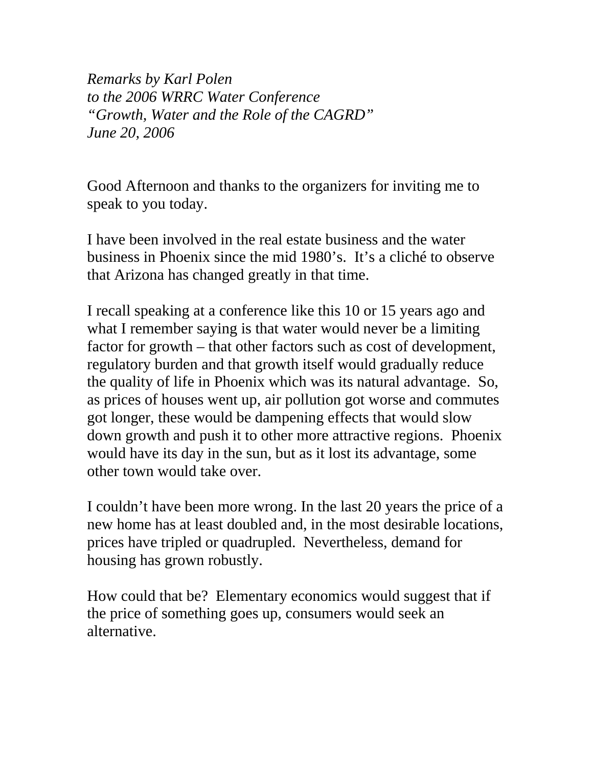*Remarks by Karl Polen*
*to the 2006 WRRC Water Conference*
*"Growth, Water and the Role of the CAGRD"*
*June 20, 2006*

Good Afternoon and thanks to the organizers for inviting me to speak to you today.

I have been involved in the real estate business and the water business in Phoenix since the mid 1980's. It's a cliché to observe that Arizona has changed greatly in that time.

I recall speaking at a conference like this 10 or 15 years ago and what I remember saying is that water would never be a limiting factor for growth – that other factors such as cost of development, regulatory burden and that growth itself would gradually reduce the quality of life in Phoenix which was its natural advantage. So, as prices of houses went up, air pollution got worse and commutes got longer, these would be dampening effects that would slow down growth and push it to other more attractive regions. Phoenix would have its day in the sun, but as it lost its advantage, some other town would take over.

I couldn't have been more wrong. In the last 20 years the price of a new home has at least doubled and, in the most desirable locations, prices have tripled or quadrupled. Nevertheless, demand for housing has grown robustly.

How could that be? Elementary economics would suggest that if the price of something goes up, consumers would seek an alternative.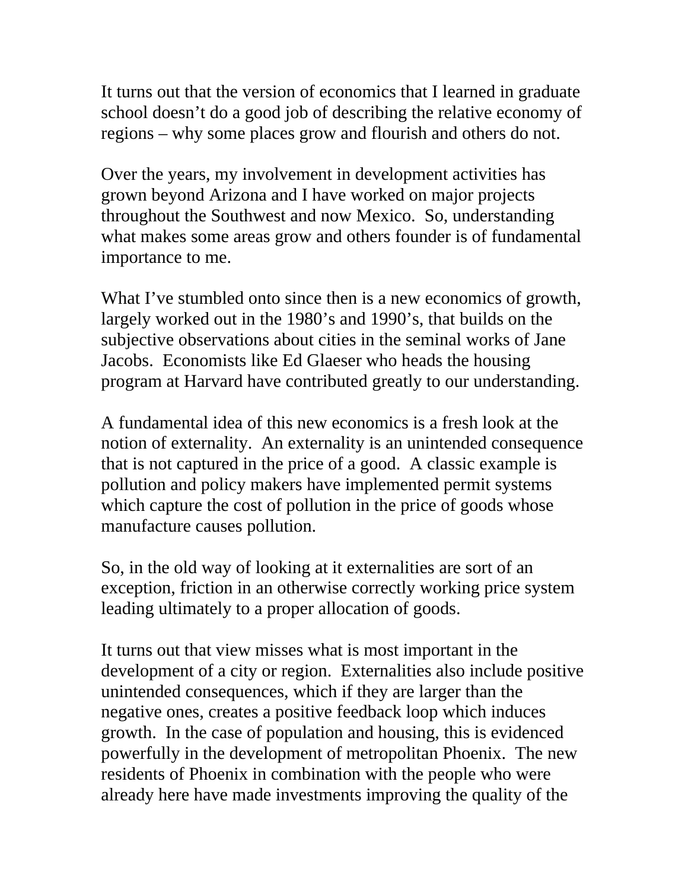It turns out that the version of economics that I learned in graduate school doesn't do a good job of describing the relative economy of regions – why some places grow and flourish and others do not.

Over the years, my involvement in development activities has grown beyond Arizona and I have worked on major projects throughout the Southwest and now Mexico. So, understanding what makes some areas grow and others founder is of fundamental importance to me.

What I've stumbled onto since then is a new economics of growth, largely worked out in the 1980's and 1990's, that builds on the subjective observations about cities in the seminal works of Jane Jacobs. Economists like Ed Glaeser who heads the housing program at Harvard have contributed greatly to our understanding.

A fundamental idea of this new economics is a fresh look at the notion of externality. An externality is an unintended consequence that is not captured in the price of a good. A classic example is pollution and policy makers have implemented permit systems which capture the cost of pollution in the price of goods whose manufacture causes pollution.

So, in the old way of looking at it externalities are sort of an exception, friction in an otherwise correctly working price system leading ultimately to a proper allocation of goods.

It turns out that view misses what is most important in the development of a city or region. Externalities also include positive unintended consequences, which if they are larger than the negative ones, creates a positive feedback loop which induces growth. In the case of population and housing, this is evidenced powerfully in the development of metropolitan Phoenix. The new residents of Phoenix in combination with the people who were already here have made investments improving the quality of the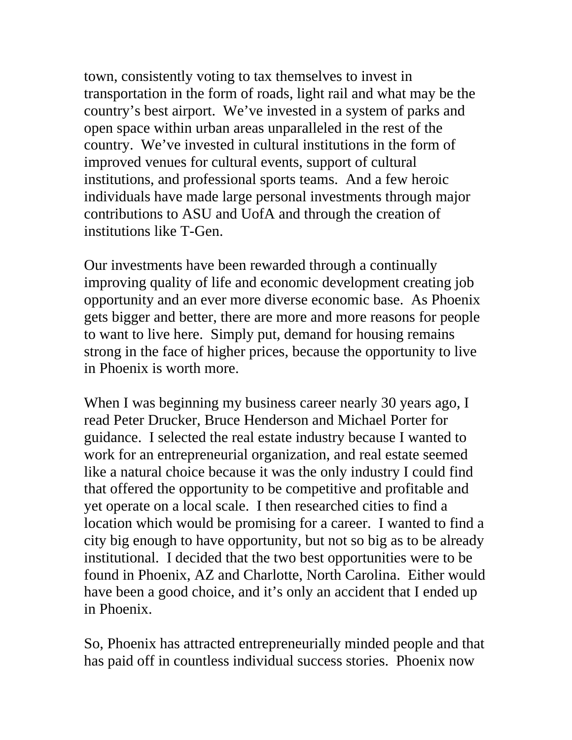town, consistently voting to tax themselves to invest in transportation in the form of roads, light rail and what may be the country's best airport. We've invested in a system of parks and open space within urban areas unparalleled in the rest of the country. We've invested in cultural institutions in the form of improved venues for cultural events, support of cultural institutions, and professional sports teams. And a few heroic individuals have made large personal investments through major contributions to ASU and UofA and through the creation of institutions like T-Gen.

Our investments have been rewarded through a continually improving quality of life and economic development creating job opportunity and an ever more diverse economic base. As Phoenix gets bigger and better, there are more and more reasons for people to want to live here. Simply put, demand for housing remains strong in the face of higher prices, because the opportunity to live in Phoenix is worth more.

When I was beginning my business career nearly 30 years ago, I read Peter Drucker, Bruce Henderson and Michael Porter for guidance. I selected the real estate industry because I wanted to work for an entrepreneurial organization, and real estate seemed like a natural choice because it was the only industry I could find that offered the opportunity to be competitive and profitable and yet operate on a local scale. I then researched cities to find a location which would be promising for a career. I wanted to find a city big enough to have opportunity, but not so big as to be already institutional. I decided that the two best opportunities were to be found in Phoenix, AZ and Charlotte, North Carolina. Either would have been a good choice, and it's only an accident that I ended up in Phoenix.

So, Phoenix has attracted entrepreneurially minded people and that has paid off in countless individual success stories. Phoenix now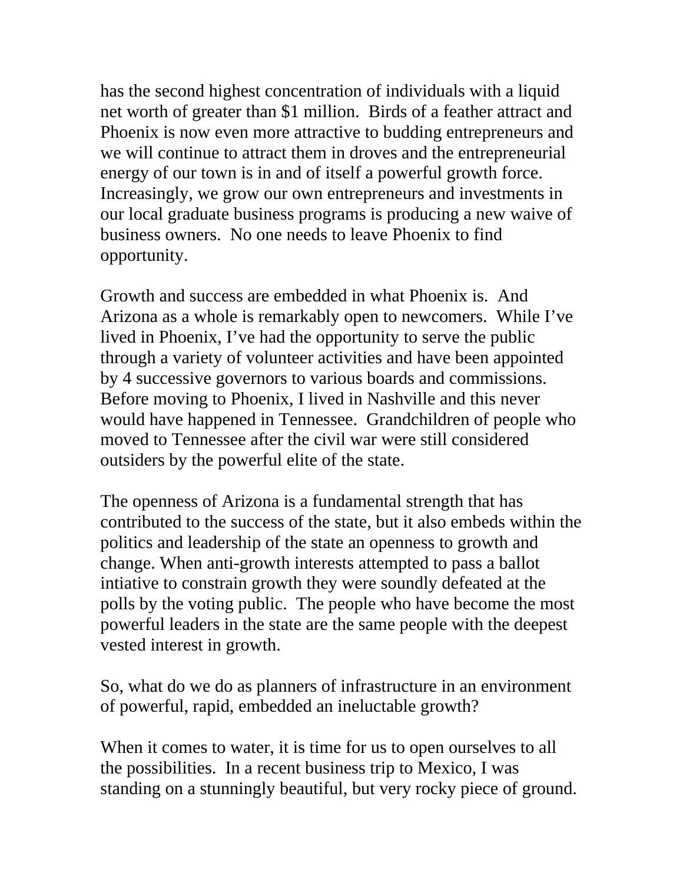has the second highest concentration of individuals with a liquid net worth of greater than $1 million.  Birds of a feather attract and Phoenix is now even more attractive to budding entrepreneurs and we will continue to attract them in droves and the entrepreneurial energy of our town is in and of itself a powerful growth force.  Increasingly, we grow our own entrepreneurs and investments in our local graduate business programs is producing a new waive of business owners.  No one needs to leave Phoenix to find opportunity.

Growth and success are embedded in what Phoenix is.  And Arizona as a whole is remarkably open to newcomers.  While I've lived in Phoenix, I've had the opportunity to serve the public through a variety of volunteer activities and have been appointed by 4 successive governors to various boards and commissions.  Before moving to Phoenix, I lived in Nashville and this never would have happened in Tennessee.  Grandchildren of people who moved to Tennessee after the civil war were still considered outsiders by the powerful elite of the state.

The openness of Arizona is a fundamental strength that has contributed to the success of the state, but it also embeds within the politics and leadership of the state an openness to growth and change. When anti-growth interests attempted to pass a ballot intiative to constrain growth they were soundly defeated at the polls by the voting public.  The people who have become the most powerful leaders in the state are the same people with the deepest vested interest in growth.

So, what do we do as planners of infrastructure in an environment of powerful, rapid, embedded an ineluctable growth?

When it comes to water, it is time for us to open ourselves to all the possibilities.  In a recent business trip to Mexico, I was standing on a stunningly beautiful, but very rocky piece of ground.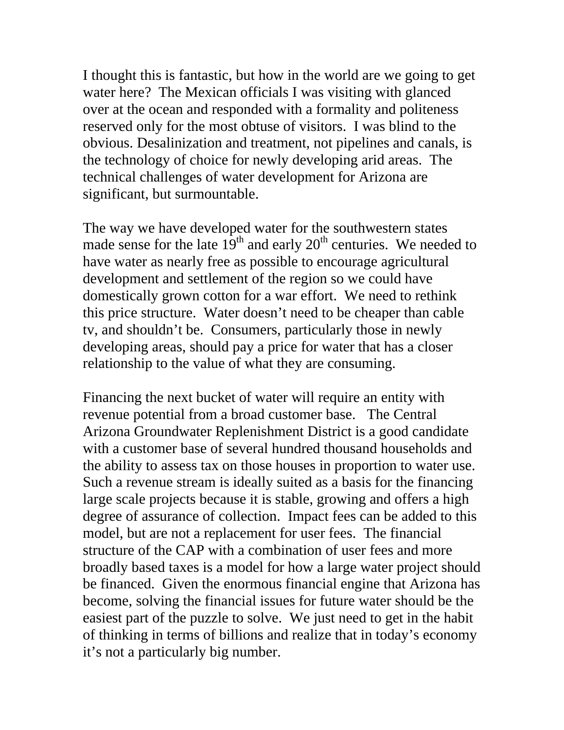I thought this is fantastic, but how in the world are we going to get water here? The Mexican officials I was visiting with glanced over at the ocean and responded with a formality and politeness reserved only for the most obtuse of visitors. I was blind to the obvious. Desalinization and treatment, not pipelines and canals, is the technology of choice for newly developing arid areas. The technical challenges of water development for Arizona are significant, but surmountable.

The way we have developed water for the southwestern states made sense for the late 19th and early 20th centuries. We needed to have water as nearly free as possible to encourage agricultural development and settlement of the region so we could have domestically grown cotton for a war effort. We need to rethink this price structure. Water doesn't need to be cheaper than cable tv, and shouldn't be. Consumers, particularly those in newly developing areas, should pay a price for water that has a closer relationship to the value of what they are consuming.

Financing the next bucket of water will require an entity with revenue potential from a broad customer base. The Central Arizona Groundwater Replenishment District is a good candidate with a customer base of several hundred thousand households and the ability to assess tax on those houses in proportion to water use. Such a revenue stream is ideally suited as a basis for the financing large scale projects because it is stable, growing and offers a high degree of assurance of collection. Impact fees can be added to this model, but are not a replacement for user fees. The financial structure of the CAP with a combination of user fees and more broadly based taxes is a model for how a large water project should be financed. Given the enormous financial engine that Arizona has become, solving the financial issues for future water should be the easiest part of the puzzle to solve. We just need to get in the habit of thinking in terms of billions and realize that in today's economy it's not a particularly big number.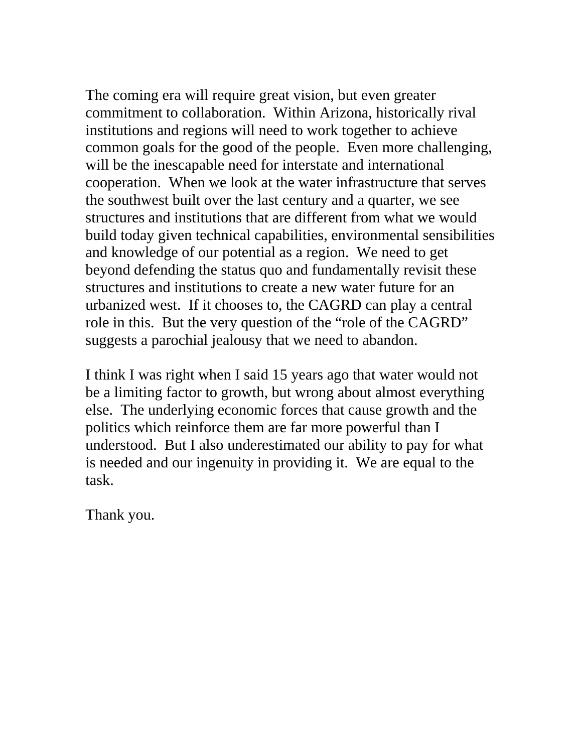The coming era will require great vision, but even greater commitment to collaboration.  Within Arizona, historically rival institutions and regions will need to work together to achieve common goals for the good of the people.  Even more challenging, will be the inescapable need for interstate and international cooperation.  When we look at the water infrastructure that serves the southwest built over the last century and a quarter, we see structures and institutions that are different from what we would build today given technical capabilities, environmental sensibilities and knowledge of our potential as a region.  We need to get beyond defending the status quo and fundamentally revisit these structures and institutions to create a new water future for an urbanized west.  If it chooses to, the CAGRD can play a central role in this.  But the very question of the "role of the CAGRD" suggests a parochial jealousy that we need to abandon.

I think I was right when I said 15 years ago that water would not be a limiting factor to growth, but wrong about almost everything else.  The underlying economic forces that cause growth and the politics which reinforce them are far more powerful than I understood.  But I also underestimated our ability to pay for what is needed and our ingenuity in providing it.  We are equal to the task.

Thank you.